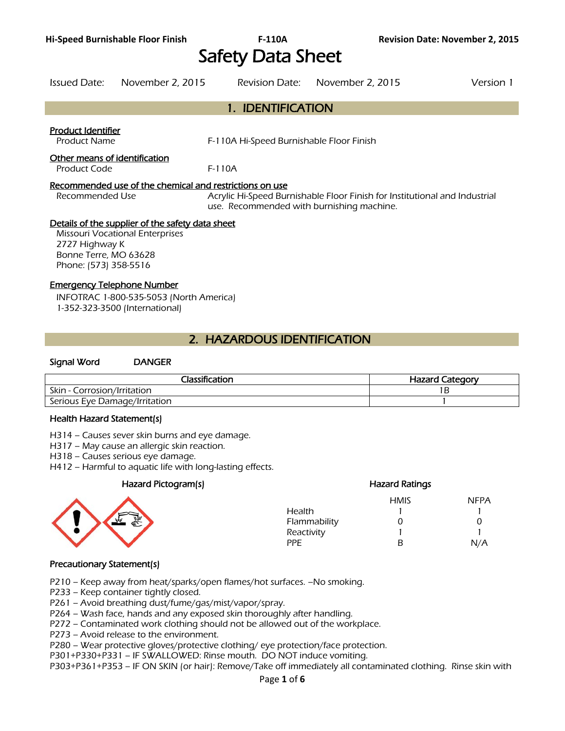# Safety Data Sheet

Issued Date: November 2, 2015 Revision Date: November 2, 2015 Version 1

## 1. IDENTIFICATION

**Product Identifier**

Product Name F-110A Hi-Speed Burnishable Floor Finish

**Other means of identification**

Product Code F-110A

**Recommended use of the chemical and restrictions on use**

Recommended Use Acrylic Hi-Speed Burnishable Floor Finish for Institutional and Industrial use. Recommended with burnishing machine.

**Details of the supplier of the safety data sheet**

Missouri Vocational Enterprises
2727 Highway K
Bonne Terre, MO 63628
Phone: (573) 358-5516

**Emergency Telephone Number**

INFOTRAC 1-800-535-5053 (North America)
1-352-323-3500 (International)

## 2. HAZARDOUS IDENTIFICATION

**Signal Word** DANGER

| Classification | Hazard Category |
| --- | --- |
| Skin - Corrosion/Irritation | 1B |
| Serious Eye Damage/Irritation | 1 |

**Health Hazard Statement(s)**

H314 – Causes sever skin burns and eye damage.
H317 – May cause an allergic skin reaction.
H318 – Causes serious eye damage.
H412 – Harmful to aquatic life with long-lasting effects.

**Hazard Pictogram(s)**

**Hazard Ratings**

| | HMIS | NFPA |
| --- | --- | --- |
| Health | 1 | 1 |
| Flammability | 0 | 0 |
| Reactivity | 1 | 1 |
| PPE | B | N/A |

**Precautionary Statement(s)**

P210 – Keep away from heat/sparks/open flames/hot surfaces. –No smoking.
P233 – Keep container tightly closed.
P261 – Avoid breathing dust/fume/gas/mist/vapor/spray.
P264 – Wash face, hands and any exposed skin thoroughly after handling.
P272 – Contaminated work clothing should not be allowed out of the workplace.
P273 – Avoid release to the environment.
P280 – Wear protective gloves/protective clothing/ eye protection/face protection.
P301+P330+P331 – IF SWALLOWED: Rinse mouth. DO NOT induce vomiting.
P303+P361+P353 – IF ON SKIN (or hair): Remove/Take off immediately all contaminated clothing. Rinse skin with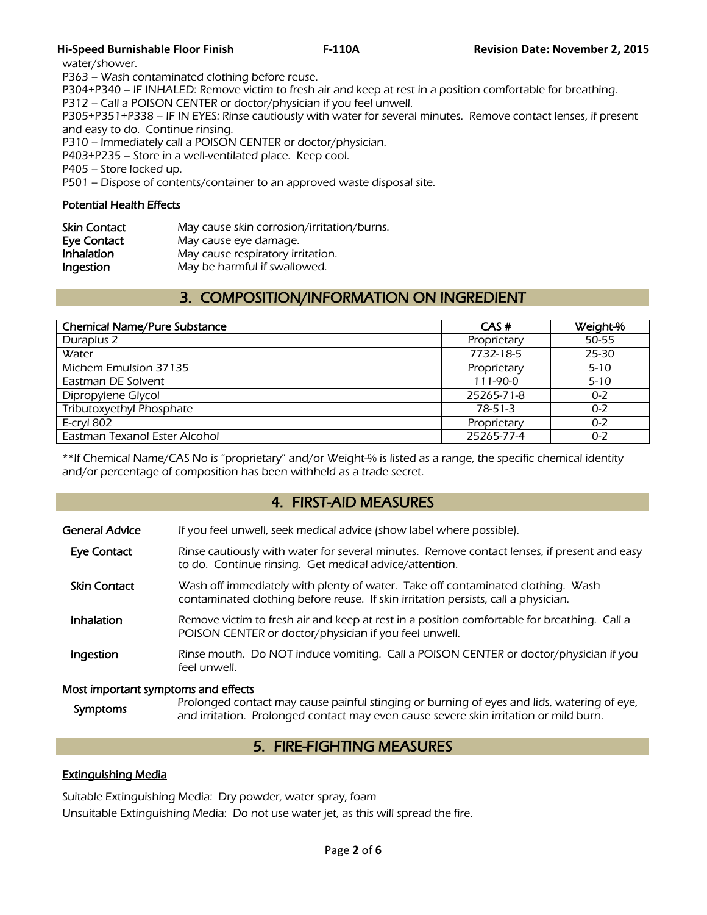water/shower.

P363 – Wash contaminated clothing before reuse.

P304+P340 – IF INHALED: Remove victim to fresh air and keep at rest in a position comfortable for breathing.

P312 – Call a POISON CENTER or doctor/physician if you feel unwell.

P305+P351+P338 – IF IN EYES: Rinse cautiously with water for several minutes. Remove contact lenses, if present and easy to do. Continue rinsing.

P310 – Immediately call a POISON CENTER or doctor/physician.

P403+P235 – Store in a well-ventilated place. Keep cool.

P405 – Store locked up.

P501 – Dispose of contents/container to an approved waste disposal site.

### Potential Health Effects

| | |
|---|---|
| **Skin Contact** | May cause skin corrosion/irritation/burns. |
| **Eye Contact** | May cause eye damage. |
| **Inhalation** | May cause respiratory irritation. |
| **Ingestion** | May be harmful if swallowed. |

## 3. COMPOSITION/INFORMATION ON INGREDIENT

| Chemical Name/Pure Substance | CAS # | Weight-% |
|---|---|---|
| Duraplus 2 | Proprietary | 50-55 |
| Water | 7732-18-5 | 25-30 |
| Michem Emulsion 37135 | Proprietary | 5-10 |
| Eastman DE Solvent | 111-90-0 | 5-10 |
| Dipropylene Glycol | 25265-71-8 | 0-2 |
| Tributoxyethyl Phosphate | 78-51-3 | 0-2 |
| E-cryl 802 | Proprietary | 0-2 |
| Eastman Texanol Ester Alcohol | 25265-77-4 | 0-2 |

**If Chemical Name/CAS No is "proprietary" and/or Weight-% is listed as a range, the specific chemical identity and/or percentage of composition has been withheld as a trade secret.

## 4. FIRST-AID MEASURES

| | |
|---|---|
| **General Advice** | If you feel unwell, seek medical advice (show label where possible). |
| **Eye Contact** | Rinse cautiously with water for several minutes. Remove contact lenses, if present and easy to do. Continue rinsing. Get medical advice/attention. |
| **Skin Contact** | Wash off immediately with plenty of water. Take off contaminated clothing. Wash contaminated clothing before reuse. If skin irritation persists, call a physician. |
| **Inhalation** | Remove victim to fresh air and keep at rest in a position comfortable for breathing. Call a POISON CENTER or doctor/physician if you feel unwell. |
| **Ingestion** | Rinse mouth. Do NOT induce vomiting. Call a POISON CENTER or doctor/physician if you feel unwell. |

### Most important symptoms and effects

| | |
|---|---|
| **Symptoms** | Prolonged contact may cause painful stinging or burning of eyes and lids, watering of eye, and irritation. Prolonged contact may even cause severe skin irritation or mild burn. |

## 5. FIRE-FIGHTING MEASURES

### Extinguishing Media

Suitable Extinguishing Media: Dry powder, water spray, foam

Unsuitable Extinguishing Media: Do not use water jet, as this will spread the fire.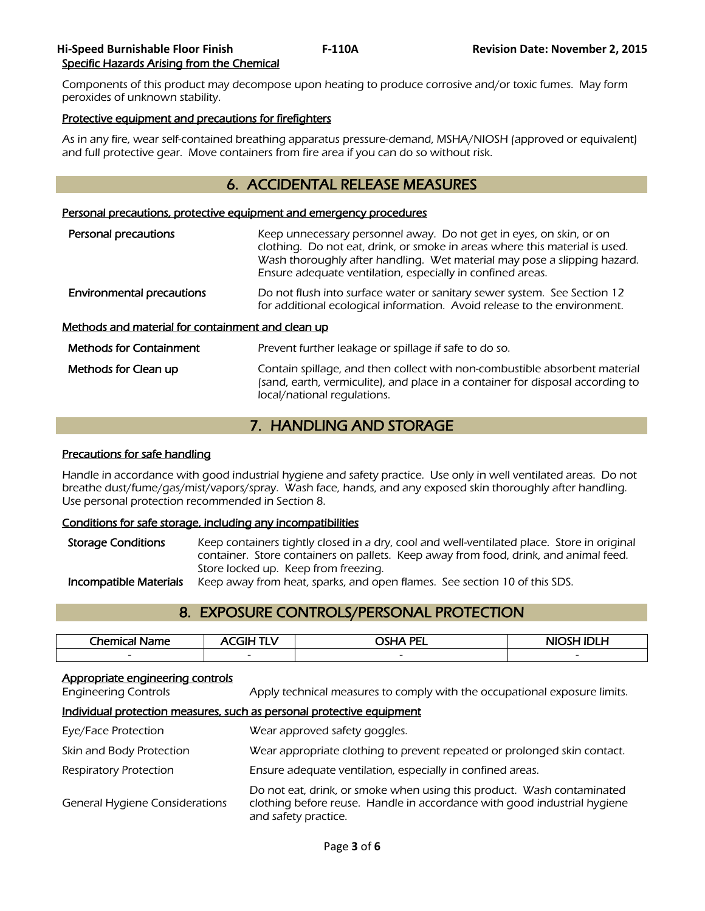Specific Hazards Arising from the Chemical

Components of this product may decompose upon heating to produce corrosive and/or toxic fumes. May form peroxides of unknown stability.

Protective equipment and precautions for firefighters

As in any fire, wear self-contained breathing apparatus pressure-demand, MSHA/NIOSH (approved or equivalent) and full protective gear. Move containers from fire area if you can do so without risk.

## 6. ACCIDENTAL RELEASE MEASURES

Personal precautions, protective equipment and emergency procedures

**Personal precautions** — Keep unnecessary personnel away. Do not get in eyes, on skin, or on clothing. Do not eat, drink, or smoke in areas where this material is used. Wash thoroughly after handling. Wet material may pose a slipping hazard. Ensure adequate ventilation, especially in confined areas.

**Environmental precautions** — Do not flush into surface water or sanitary sewer system. See Section 12 for additional ecological information. Avoid release to the environment.

Methods and material for containment and clean up

**Methods for Containment** — Prevent further leakage or spillage if safe to do so.

**Methods for Clean up** — Contain spillage, and then collect with non-combustible absorbent material (sand, earth, vermiculite), and place in a container for disposal according to local/national regulations.

## 7. HANDLING AND STORAGE

Precautions for safe handling

Handle in accordance with good industrial hygiene and safety practice. Use only in well ventilated areas. Do not breathe dust/fume/gas/mist/vapors/spray. Wash face, hands, and any exposed skin thoroughly after handling. Use personal protection recommended in Section 8.

Conditions for safe storage, including any incompatibilities

**Storage Conditions** — Keep containers tightly closed in a dry, cool and well-ventilated place. Store in original container. Store containers on pallets. Keep away from food, drink, and animal feed. Store locked up. Keep from freezing.

**Incompatible Materials** — Keep away from heat, sparks, and open flames. See section 10 of this SDS.

## 8. EXPOSURE CONTROLS/PERSONAL PROTECTION

| Chemical Name | ACGIH TLV | OSHA PEL | NIOSH IDLH |
|---|---|---|---|
| - | - | - | - |

Appropriate engineering controls

Engineering Controls — Apply technical measures to comply with the occupational exposure limits.

Individual protection measures, such as personal protective equipment

Eye/Face Protection — Wear approved safety goggles.

Skin and Body Protection — Wear appropriate clothing to prevent repeated or prolonged skin contact.

Respiratory Protection — Ensure adequate ventilation, especially in confined areas.

General Hygiene Considerations — Do not eat, drink, or smoke when using this product. Wash contaminated clothing before reuse. Handle in accordance with good industrial hygiene and safety practice.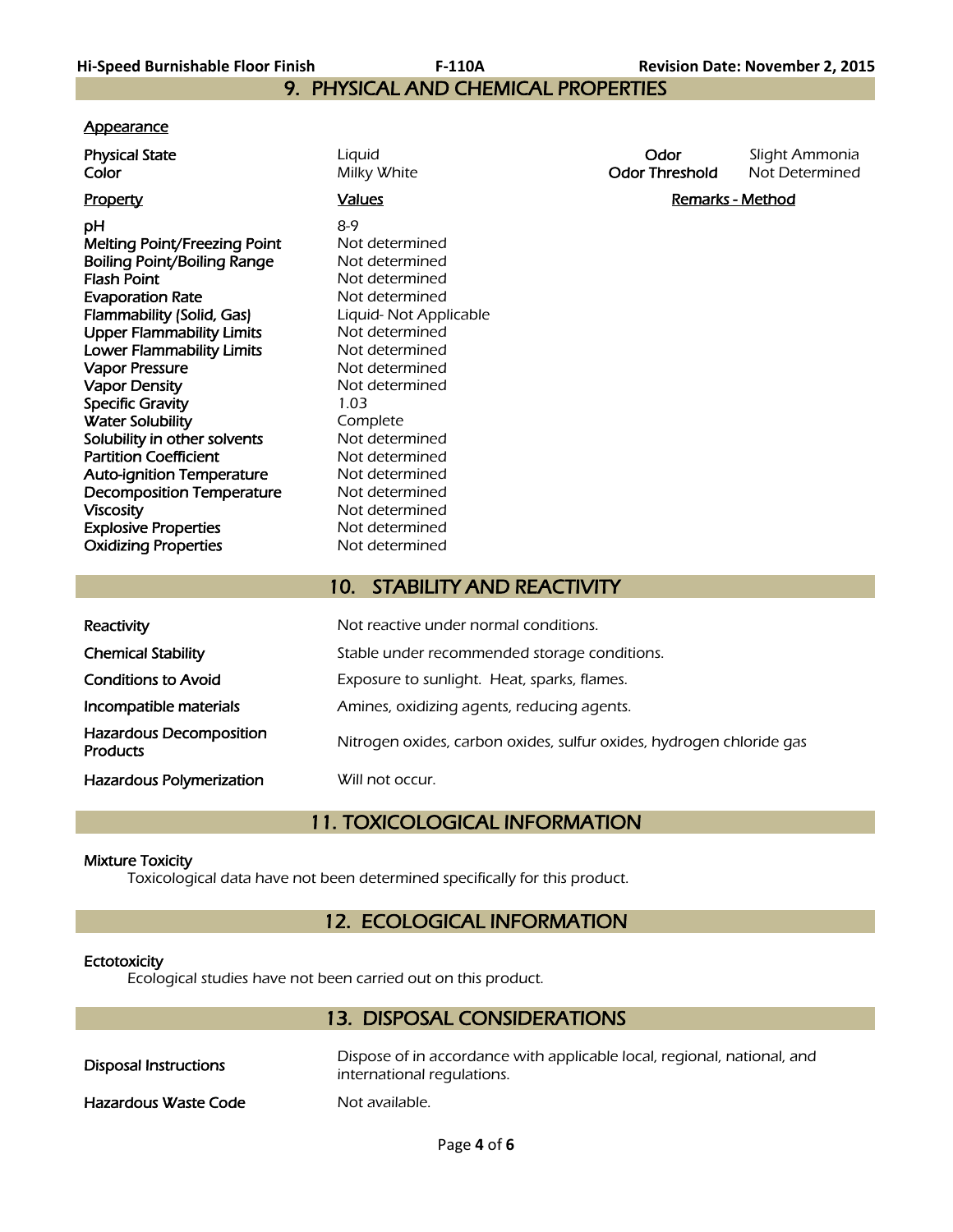## 9. PHYSICAL AND CHEMICAL PROPERTIES

**Appearance**

| | | | |
|---|---|---|---|
| **Physical State** | Liquid | **Odor** | Slight Ammonia |
| **Color** | Milky White | **Odor Threshold** | Not Determined |

| Property | Values | Remarks - Method |
|---|---|---|
| **pH** | 8-9 | |
| **Melting Point/Freezing Point** | Not determined | |
| **Boiling Point/Boiling Range** | Not determined | |
| **Flash Point** | Not determined | |
| **Evaporation Rate** | Not determined | |
| **Flammability (Solid, Gas)** | Liquid- Not Applicable | |
| **Upper Flammability Limits** | Not determined | |
| **Lower Flammability Limits** | Not determined | |
| **Vapor Pressure** | Not determined | |
| **Vapor Density** | Not determined | |
| **Specific Gravity** | 1.03 | |
| **Water Solubility** | Complete | |
| **Solubility in other solvents** | Not determined | |
| **Partition Coefficient** | Not determined | |
| **Auto-ignition Temperature** | Not determined | |
| **Decomposition Temperature** | Not determined | |
| **Viscosity** | Not determined | |
| **Explosive Properties** | Not determined | |
| **Oxidizing Properties** | Not determined | |

## 10. STABILITY AND REACTIVITY

| | |
|---|---|
| **Reactivity** | Not reactive under normal conditions. |
| **Chemical Stability** | Stable under recommended storage conditions. |
| **Conditions to Avoid** | Exposure to sunlight. Heat, sparks, flames. |
| **Incompatible materials** | Amines, oxidizing agents, reducing agents. |
| **Hazardous Decomposition Products** | Nitrogen oxides, carbon oxides, sulfur oxides, hydrogen chloride gas |
| **Hazardous Polymerization** | Will not occur. |

## 11. TOXICOLOGICAL INFORMATION

**Mixture Toxicity**

Toxicological data have not been determined specifically for this product.

## 12. ECOLOGICAL INFORMATION

**Ectotoxicity**

Ecological studies have not been carried out on this product.

## 13. DISPOSAL CONSIDERATIONS

| | |
|---|---|
| **Disposal Instructions** | Dispose of in accordance with applicable local, regional, national, and international regulations. |
| **Hazardous Waste Code** | Not available. |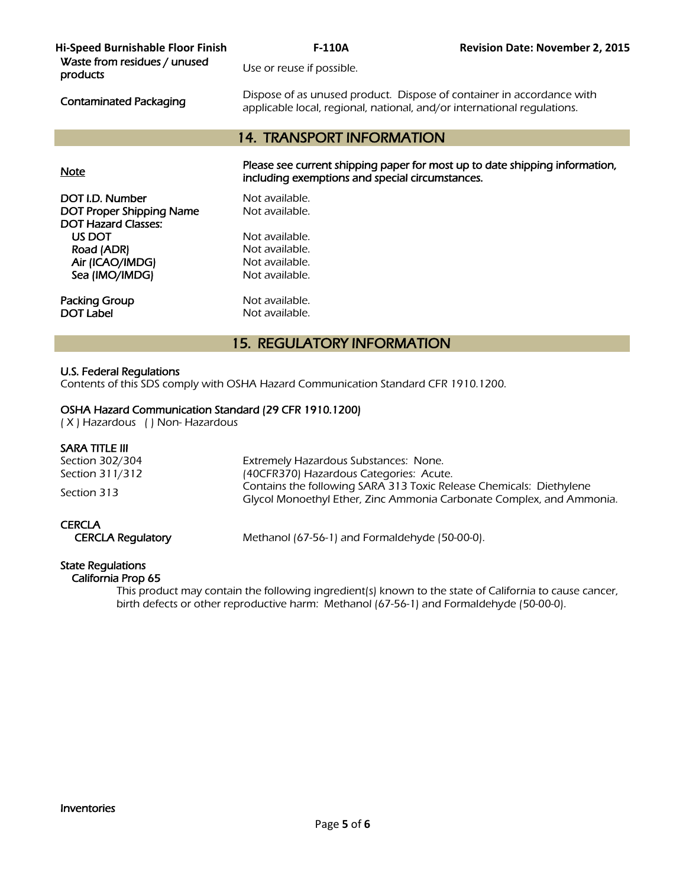| | |
|---|---|
| Waste from residues / unused products | Use or reuse if possible. |
| Contaminated Packaging | Dispose of as unused product. Dispose of container in accordance with applicable local, regional, national, and/or international regulations. |

## 14. TRANSPORT INFORMATION

| | |
|---|---|
| Note | **Please see current shipping paper for most up to date shipping information, including exemptions and special circumstances.** |
| DOT I.D. Number | Not available. |
| DOT Proper Shipping Name | Not available. |
| DOT Hazard Classes: | |
| US DOT | Not available. |
| Road (ADR) | Not available. |
| Air (ICAO/IMDG) | Not available. |
| Sea (IMO/IMDG) | Not available. |
| Packing Group | Not available. |
| DOT Label | Not available. |

## 15. REGULATORY INFORMATION

**U.S. Federal Regulations**

Contents of this SDS comply with OSHA Hazard Communication Standard CFR 1910.1200.

**OSHA Hazard Communication Standard (29 CFR 1910.1200)**

( X ) Hazardous ( ) Non- Hazardous

**SARA TITLE III**

| | |
|---|---|
| Section 302/304 | Extremely Hazardous Substances: None. |
| Section 311/312 | (40CFR370) Hazardous Categories: Acute. |
| Section 313 | Contains the following SARA 313 Toxic Release Chemicals: Diethylene Glycol Monoethyl Ether, Zinc Ammonia Carbonate Complex, and Ammonia. |

**CERCLA**

| | |
|---|---|
| CERCLA Regulatory | Methanol (67-56-1) and Formaldehyde (50-00-0). |

**State Regulations**

**California Prop 65**

This product may contain the following ingredient(s) known to the state of California to cause cancer, birth defects or other reproductive harm: Methanol (67-56-1) and Formaldehyde (50-00-0).

**Inventories**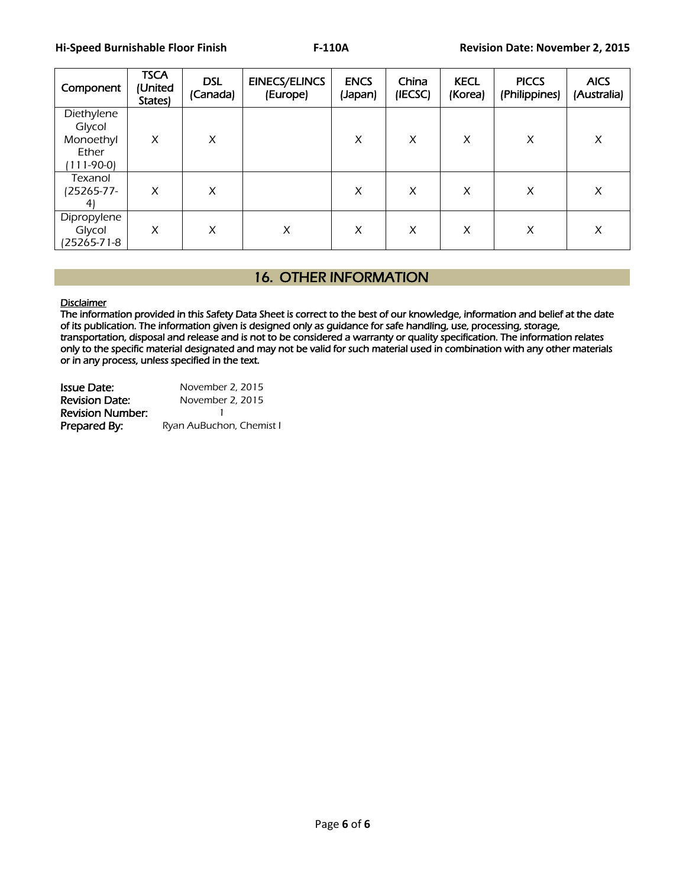| Component | TSCA (United States) | DSL (Canada) | EINECS/ELINCS (Europe) | ENCS (Japan) | China (IECSC) | KECL (Korea) | PICCS (Philippines) | AICS (Australia) |
|---|---|---|---|---|---|---|---|---|
| Diethylene Glycol Monoethyl Ether (111-90-0) | X | X | | X | X | X | X | X |
| Texanol (25265-77-4) | X | X | | X | X | X | X | X |
| Dipropylene Glycol (25265-71-8 | X | X | X | X | X | X | X | X |

## 16. OTHER INFORMATION

Disclaimer

The information provided in this Safety Data Sheet is correct to the best of our knowledge, information and belief at the date of its publication. The information given is designed only as guidance for safe handling, use, processing, storage, transportation, disposal and release and is not to be considered a warranty or quality specification. The information relates only to the specific material designated and may not be valid for such material used in combination with any other materials or in any process, unless specified in the text.

**Issue Date:** November 2, 2015
**Revision Date:** November 2, 2015
**Revision Number:** 1
**Prepared By:** Ryan AuBuchon, Chemist I